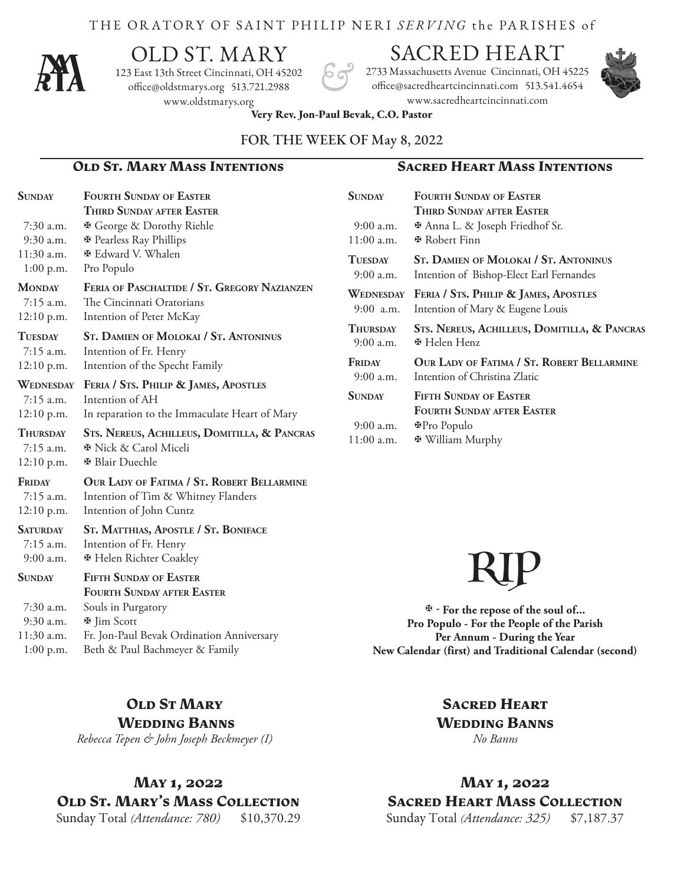THE ORATORY OF SAINT PHILIP NERI *SERVING* the PARISHES of

# OLD ST. MARY &amp; SACRED HEART

**OLD ST. MARY**
123 East 13th Street Cincinnati, OH 45202
office@oldstmarys.org 513.721.2988
www.oldstmarys.org

**SACRED HEART**
2733 Massachusetts Avenue Cincinnati, OH 45225
office@sacredheartcincinnati.com 513.541.4654
www.sacredheartcincinnati.com

**Very Rev. Jon-Paul Bevak, C.O. Pastor**

FOR THE WEEK OF May 8, 2022

## Old St. Mary Mass Intentions

**SUNDAY** — **FOURTH SUNDAY OF EASTER / THIRD SUNDAY AFTER EASTER**
- 7:30 a.m. ✠ George & Dorothy Riehle
- 9:30 a.m. ✠ Pearless Ray Phillips
- 11:30 a.m. ✠ Edward V. Whalen
- 1:00 p.m. Pro Populo

**MONDAY** — **FERIA OF PASCHALTIDE / ST. GREGORY NAZIANZEN**
- 7:15 a.m. The Cincinnati Oratorians
- 12:10 p.m. Intention of Peter McKay

**TUESDAY** — **ST. DAMIEN OF MOLOKAI / ST. ANTONINUS**
- 7:15 a.m. Intention of Fr. Henry
- 12:10 p.m. Intention of the Specht Family

**WEDNESDAY** — **FERIA / STS. PHILIP & JAMES, APOSTLES**
- 7:15 a.m. Intention of AH
- 12:10 p.m. In reparation to the Immaculate Heart of Mary

**THURSDAY** — **STS. NEREUS, ACHILLEUS, DOMITILLA, & PANCRAS**
- 7:15 a.m. ✠ Nick & Carol Miceli
- 12:10 p.m. ✠ Blair Duechle

**FRIDAY** — **OUR LADY OF FATIMA / ST. ROBERT BELLARMINE**
- 7:15 a.m. Intention of Tim & Whitney Flanders
- 12:10 p.m. Intention of John Cuntz

**SATURDAY** — **ST. MATTHIAS, APOSTLE / ST. BONIFACE**
- 7:15 a.m. Intention of Fr. Henry
- 9:00 a.m. ✠ Helen Richter Coakley

**SUNDAY** — **FIFTH SUNDAY OF EASTER / FOURTH SUNDAY AFTER EASTER**
- 7:30 a.m. Souls in Purgatory
- 9:30 a.m. ✠ Jim Scott
- 11:30 a.m. Fr. Jon-Paul Bevak Ordination Anniversary
- 1:00 p.m. Beth & Paul Bachmeyer & Family

## Sacred Heart Mass Intentions

**SUNDAY** — **FOURTH SUNDAY OF EASTER / THIRD SUNDAY AFTER EASTER**
- 9:00 a.m. ✠ Anna L. & Joseph Friedhof Sr.
- 11:00 a.m. ✠ Robert Finn

**TUESDAY** — **ST. DAMIEN OF MOLOKAI / ST. ANTONINUS**
- 9:00 a.m. Intention of Bishop-Elect Earl Fernandes

**WEDNESDAY** — **FERIA / STS. PHILIP & JAMES, APOSTLES**
- 9:00 a.m. Intention of Mary & Eugene Louis

**THURSDAY** — **STS. NEREUS, ACHILLEUS, DOMITILLA, & PANCRAS**
- 9:00 a.m. ✠ Helen Henz

**FRIDAY** — **OUR LADY OF FATIMA / ST. ROBERT BELLARMINE**
- 9:00 a.m. Intention of Christina Zlatic

**SUNDAY** — **FIFTH SUNDAY OF EASTER / FOURTH SUNDAY AFTER EASTER**
- 9:00 a.m. ✠Pro Populo
- 11:00 a.m. ✠ William Murphy

# RIP

**✠ - For the repose of the soul of...**
**Pro Populo - For the People of the Parish**
**Per Annum - During the Year**
**New Calendar (first) and Traditional Calendar (second)**

## Old St Mary Wedding Banns

*Rebecca Tepen & John Joseph Beckmeyer (I)*

## Sacred Heart Wedding Banns

*No Banns*

## May 1, 2022 Old St. Mary's Mass Collection

Sunday Total *(Attendance: 780)* $10,370.29

## May 1, 2022 Sacred Heart Mass Collection

Sunday Total *(Attendance: 325)* $7,187.37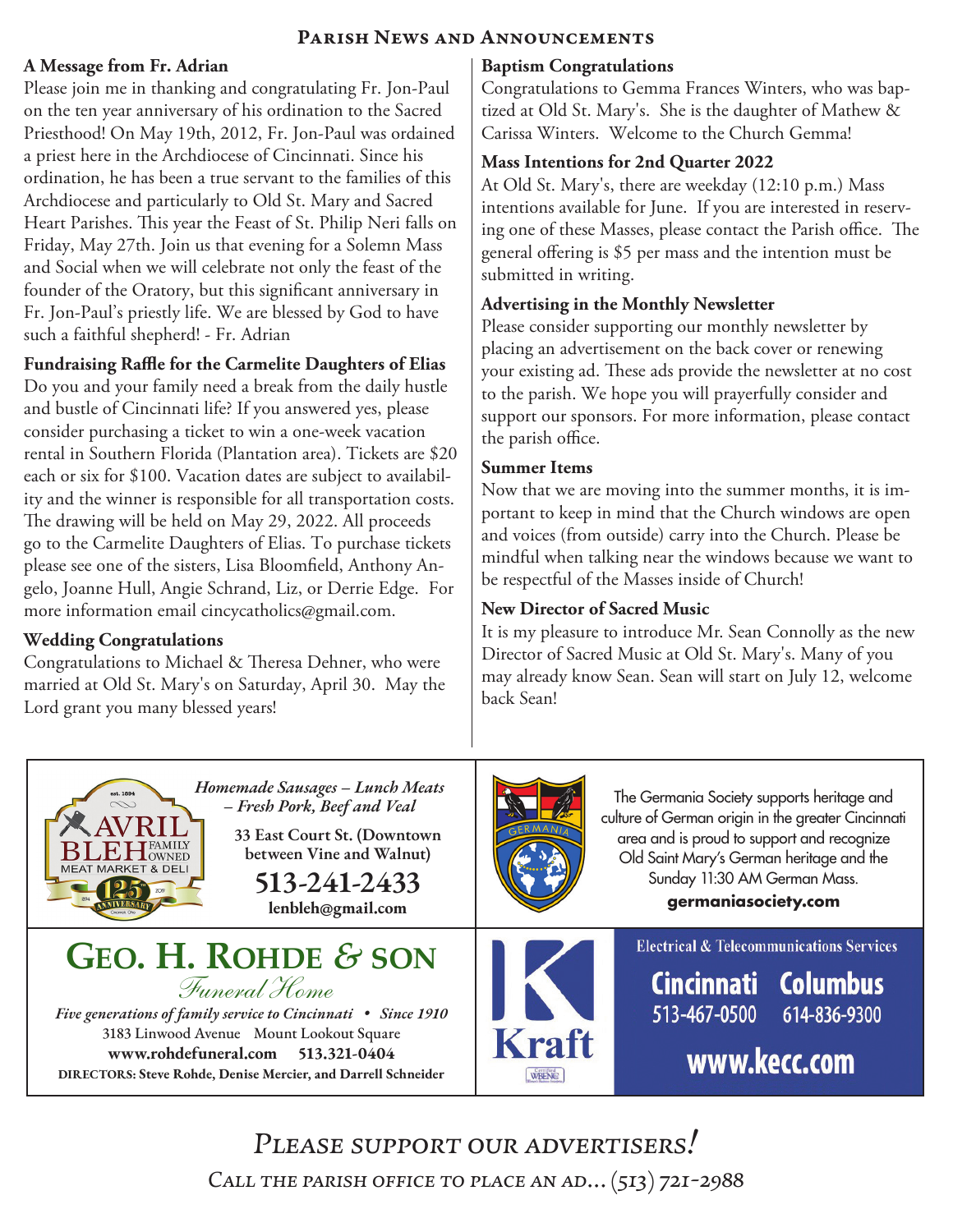# Parish News and Announcements

### A Message from Fr. Adrian

Please join me in thanking and congratulating Fr. Jon-Paul on the ten year anniversary of his ordination to the Sacred Priesthood! On May 19th, 2012, Fr. Jon-Paul was ordained a priest here in the Archdiocese of Cincinnati. Since his ordination, he has been a true servant to the families of this Archdiocese and particularly to Old St. Mary and Sacred Heart Parishes. This year the Feast of St. Philip Neri falls on Friday, May 27th. Join us that evening for a Solemn Mass and Social when we will celebrate not only the feast of the founder of the Oratory, but this significant anniversary in Fr. Jon-Paul's priestly life. We are blessed by God to have such a faithful shepherd! - Fr. Adrian

### Fundraising Raffle for the Carmelite Daughters of Elias

Do you and your family need a break from the daily hustle and bustle of Cincinnati life? If you answered yes, please consider purchasing a ticket to win a one-week vacation rental in Southern Florida (Plantation area). Tickets are $20 each or six for $100. Vacation dates are subject to availability and the winner is responsible for all transportation costs. The drawing will be held on May 29, 2022. All proceeds go to the Carmelite Daughters of Elias. To purchase tickets please see one of the sisters, Lisa Bloomfield, Anthony Angelo, Joanne Hull, Angie Schrand, Liz, or Derrie Edge. For more information email cincycatholics@gmail.com.

### Wedding Congratulations

Congratulations to Michael & Theresa Dehner, who were married at Old St. Mary's on Saturday, April 30. May the Lord grant you many blessed years!

### Baptism Congratulations

Congratulations to Gemma Frances Winters, who was baptized at Old St. Mary's. She is the daughter of Mathew & Carissa Winters. Welcome to the Church Gemma!

### Mass Intentions for 2nd Quarter 2022

At Old St. Mary's, there are weekday (12:10 p.m.) Mass intentions available for June. If you are interested in reserving one of these Masses, please contact the Parish office. The general offering is $5 per mass and the intention must be submitted in writing.

### Advertising in the Monthly Newsletter

Please consider supporting our monthly newsletter by placing an advertisement on the back cover or renewing your existing ad. These ads provide the newsletter at no cost to the parish. We hope you will prayerfully consider and support our sponsors. For more information, please contact the parish office.

### Summer Items

Now that we are moving into the summer months, it is important to keep in mind that the Church windows are open and voices (from outside) carry into the Church. Please be mindful when talking near the windows because we want to be respectful of the Masses inside of Church!

### New Director of Sacred Music

It is my pleasure to introduce Mr. Sean Connolly as the new Director of Sacred Music at Old St. Mary's. Many of you may already know Sean. Sean will start on July 12, welcome back Sean!

---

est. 1894 AVRIL BLEH FAMILY OWNED MEAT MARKET & DELI 125th ANNIVERSARY 1894 2019 Cincinnati, Ohio

*Homemade Sausages – Lunch Meats – Fresh Pork, Beef and Veal*

**33 East Court St. (Downtown between Vine and Walnut)**

**513-241-2433**

**lenbleh@gmail.com**

GERMANIA

The Germania Society supports heritage and culture of German origin in the greater Cincinnati area and is proud to support and recognize Old Saint Mary's German heritage and the Sunday 11:30 AM German Mass.

**germaniasociety.com**

## Geo. H. Rohde & son

*Funeral Home*

*Five generations of family service to Cincinnati • Since 1910*

3183 Linwood Avenue Mount Lookout Square

**www.rohdefuneral.com 513.321-0404**

**DIRECTORS: Steve Rohde, Denise Mercier, and Darrell Schneider**

Kraft

Certified WBENC

**Electrical & Telecommunications Services**

**Cincinnati** 513-467-0500 **Columbus** 614-836-9300

**www.kecc.com**

*Please support our advertisers!*

*Call the parish office to place an ad... (513) 721-2988*